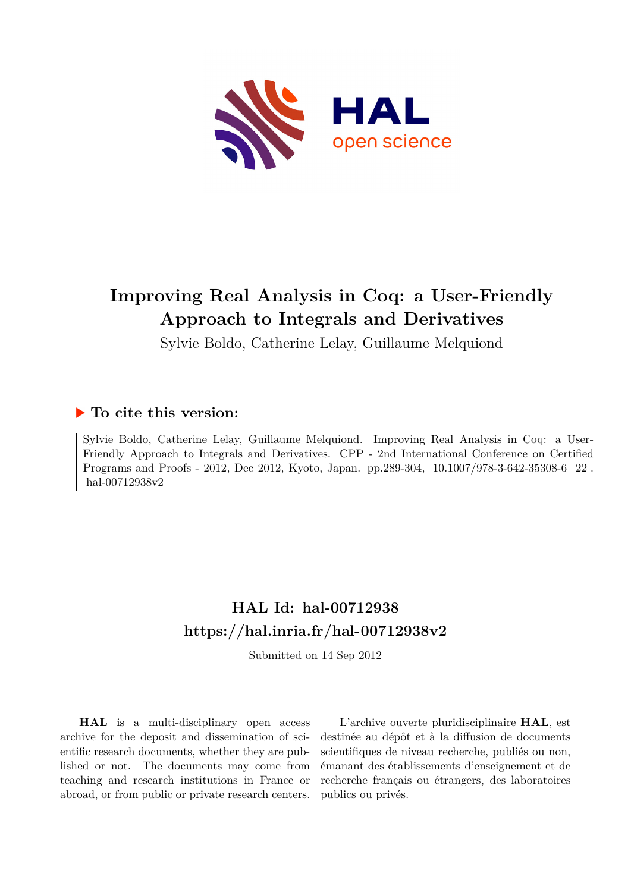# Improving Real Analysis in Coq: a User-Friendly Approach to Integrals and Derivatives

Sylvie Boldo, Catherine Lelay, Guillaume Melquiond

## ▶ To cite this version:

Sylvie Boldo, Catherine Lelay, Guillaume Melquiond. Improving Real Analysis in Coq: a User-Friendly Approach to Integrals and Derivatives. CPP - 2nd International Conference on Certified Programs and Proofs - 2012, Dec 2012, Kyoto, Japan. pp.289-304, 10.1007/978-3-642-35308-6_22. hal-00712938v2

## HAL Id: hal-00712938
## https://hal.inria.fr/hal-00712938v2

Submitted on 14 Sep 2012

**HAL** is a multi-disciplinary open access archive for the deposit and dissemination of scientific research documents, whether they are published or not. The documents may come from teaching and research institutions in France or abroad, or from public or private research centers.

L'archive ouverte pluridisciplinaire **HAL**, est destinée au dépôt et à la diffusion de documents scientifiques de niveau recherche, publiés ou non, émanant des établissements d'enseignement et de recherche français ou étrangers, des laboratoires publics ou privés.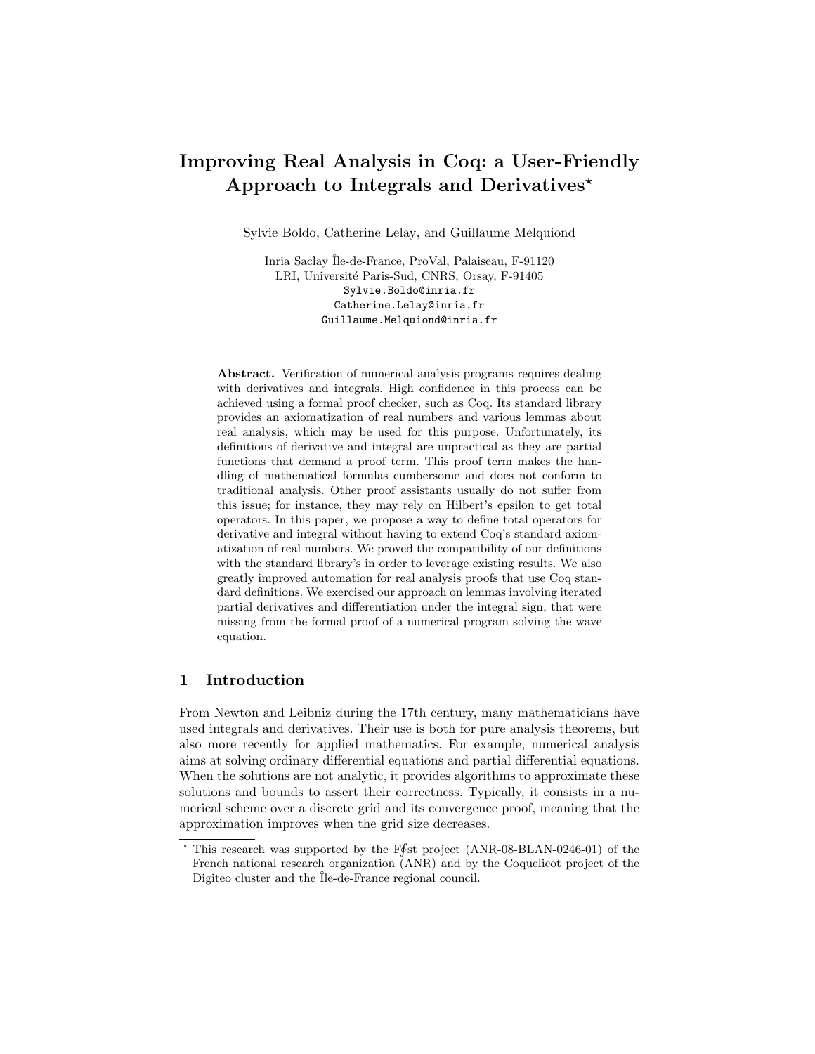# Improving Real Analysis in Coq: a User-Friendly Approach to Integrals and Derivatives*

Sylvie Boldo, Catherine Lelay, and Guillaume Melquiond

Inria Saclay Île-de-France, ProVal, Palaiseau, F-91120
LRI, Université Paris-Sud, CNRS, Orsay, F-91405
Sylvie.Boldo@inria.fr
Catherine.Lelay@inria.fr
Guillaume.Melquiond@inria.fr

**Abstract.** Verification of numerical analysis programs requires dealing with derivatives and integrals. High confidence in this process can be achieved using a formal proof checker, such as Coq. Its standard library provides an axiomatization of real numbers and various lemmas about real analysis, which may be used for this purpose. Unfortunately, its definitions of derivative and integral are unpractical as they are partial functions that demand a proof term. This proof term makes the handling of mathematical formulas cumbersome and does not conform to traditional analysis. Other proof assistants usually do not suffer from this issue; for instance, they may rely on Hilbert's epsilon to get total operators. In this paper, we propose a way to define total operators for derivative and integral without having to extend Coq's standard axiomatization of real numbers. We proved the compatibility of our definitions with the standard library's in order to leverage existing results. We also greatly improved automation for real analysis proofs that use Coq standard definitions. We exercised our approach on lemmas involving iterated partial derivatives and differentiation under the integral sign, that were missing from the formal proof of a numerical program solving the wave equation.

## 1 Introduction

From Newton and Leibniz during the 17th century, many mathematicians have used integrals and derivatives. Their use is both for pure analysis theorems, but also more recently for applied mathematics. For example, numerical analysis aims at solving ordinary differential equations and partial differential equations. When the solutions are not analytic, it provides algorithms to approximate these solutions and bounds to assert their correctness. Typically, it consists in a numerical scheme over a discrete grid and its convergence proof, meaning that the approximation improves when the grid size decreases.

* This research was supported by the F∮st project (ANR-08-BLAN-0246-01) of the French national research organization (ANR) and by the Coquelicot project of the Digiteo cluster and the Île-de-France regional council.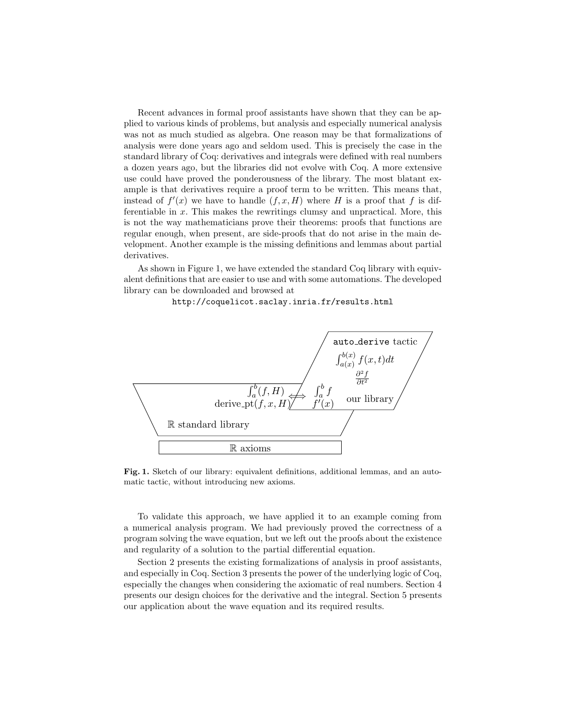Recent advances in formal proof assistants have shown that they can be applied to various kinds of problems, but analysis and especially numerical analysis was not as much studied as algebra. One reason may be that formalizations of analysis were done years ago and seldom used. This is precisely the case in the standard library of Coq: derivatives and integrals were defined with real numbers a dozen years ago, but the libraries did not evolve with Coq. A more extensive use could have proved the ponderousness of the library. The most blatant example is that derivatives require a proof term to be written. This means that, instead of $f'(x)$ we have to handle $(f, x, H)$ where $H$ is a proof that $f$ is differentiable in $x$. This makes the rewritings clumsy and unpractical. More, this is not the way mathematicians prove their theorems: proofs that functions are regular enough, when present, are side-proofs that do not arise in the main development. Another example is the missing definitions and lemmas about partial derivatives.

As shown in Figure 1, we have extended the standard Coq library with equivalent definitions that are easier to use and with some automations. The developed library can be downloaded and browsed at

http://coquelicot.saclay.inria.fr/results.html

auto_derive tactic

$\int_{a(x)}^{b(x)} f(x,t)dt$

$\frac{\partial^2 f}{\partial t^2}$

$\int_a^b (f, H)$ $\Longleftrightarrow$ $\int_a^b f$

derive_pt$(f, x, H)$ $f'(x)$ our library

$\mathbb{R}$ standard library

$\mathbb{R}$ axioms

**Fig. 1.** Sketch of our library: equivalent definitions, additional lemmas, and an automatic tactic, without introducing new axioms.

To validate this approach, we have applied it to an example coming from a numerical analysis program. We had previously proved the correctness of a program solving the wave equation, but we left out the proofs about the existence and regularity of a solution to the partial differential equation.

Section 2 presents the existing formalizations of analysis in proof assistants, and especially in Coq. Section 3 presents the power of the underlying logic of Coq, especially the changes when considering the axiomatic of real numbers. Section 4 presents our design choices for the derivative and the integral. Section 5 presents our application about the wave equation and its required results.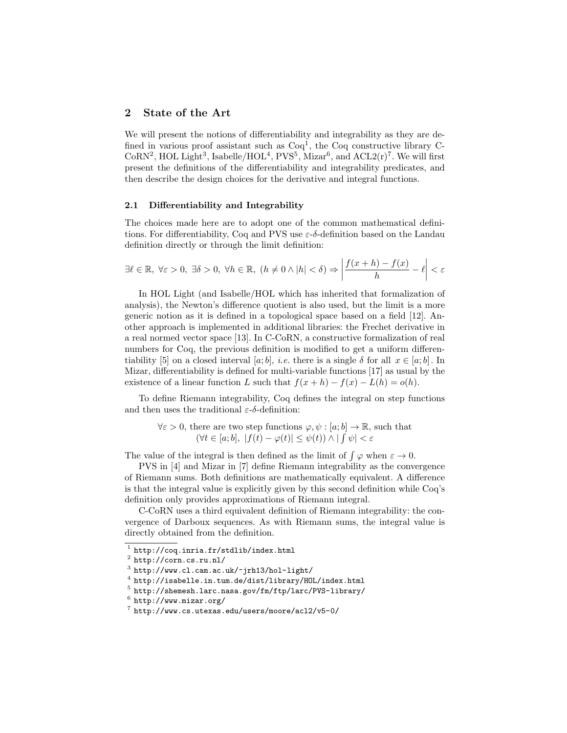## 2 State of the Art

We will present the notions of differentiability and integrability as they are defined in various proof assistant such as Coq[1], the Coq constructive library C-CoRN[2], HOL Light[3], Isabelle/HOL[4], PVS[5], Mizar[6], and ACL2(r)[7]. We will first present the definitions of the differentiability and integrability predicates, and then describe the design choices for the derivative and integral functions.

### 2.1 Differentiability and Integrability

The choices made here are to adopt one of the common mathematical definitions. For differentiability, Coq and PVS use $\varepsilon$-$\delta$-definition based on the Landau definition directly or through the limit definition:

$$\exists \ell \in \mathbb{R},\ \forall \varepsilon > 0,\ \exists \delta > 0,\ \forall h \in \mathbb{R},\ (h \neq 0 \wedge |h| < \delta) \Rightarrow \left| \frac{f(x+h) - f(x)}{h} - \ell \right| < \varepsilon$$

In HOL Light (and Isabelle/HOL which has inherited that formalization of analysis), the Newton's difference quotient is also used, but the limit is a more generic notion as it is defined in a topological space based on a field [12]. Another approach is implemented in additional libraries: the Frechet derivative in a real normed vector space [13]. In C-CoRN, a constructive formalization of real numbers for Coq, the previous definition is modified to get a uniform differentiability [5] on a closed interval $[a;b]$, *i.e.* there is a single $\delta$ for all $x \in [a;b]$. In Mizar, differentiability is defined for multi-variable functions [17] as usual by the existence of a linear function $L$ such that $f(x+h) - f(x) - L(h) = o(h)$.

To define Riemann integrability, Coq defines the integral on step functions and then uses the traditional $\varepsilon$-$\delta$-definition:

$\forall \varepsilon > 0$, there are two step functions $\varphi, \psi : [a;b] \to \mathbb{R}$, such that
$(\forall t \in [a;b],\ |f(t) - \varphi(t)| \leq \psi(t)) \wedge |\int \psi| < \varepsilon$

The value of the integral is then defined as the limit of $\int \varphi$ when $\varepsilon \to 0$.

PVS in [4] and Mizar in [7] define Riemann integrability as the convergence of Riemann sums. Both definitions are mathematically equivalent. A difference is that the integral value is explicitly given by this second definition while Coq's definition only provides approximations of Riemann integral.

C-CoRN uses a third equivalent definition of Riemann integrability: the convergence of Darboux sequences. As with Riemann sums, the integral value is directly obtained from the definition.

---

[1] http://coq.inria.fr/stdlib/index.html
[2] http://corn.cs.ru.nl/
[3] http://www.cl.cam.ac.uk/~jrh13/hol-light/
[4] http://isabelle.in.tum.de/dist/library/HOL/index.html
[5] http://shemesh.larc.nasa.gov/fm/ftp/larc/PVS-library/
[6] http://www.mizar.org/
[7] http://www.cs.utexas.edu/users/moore/acl2/v5-0/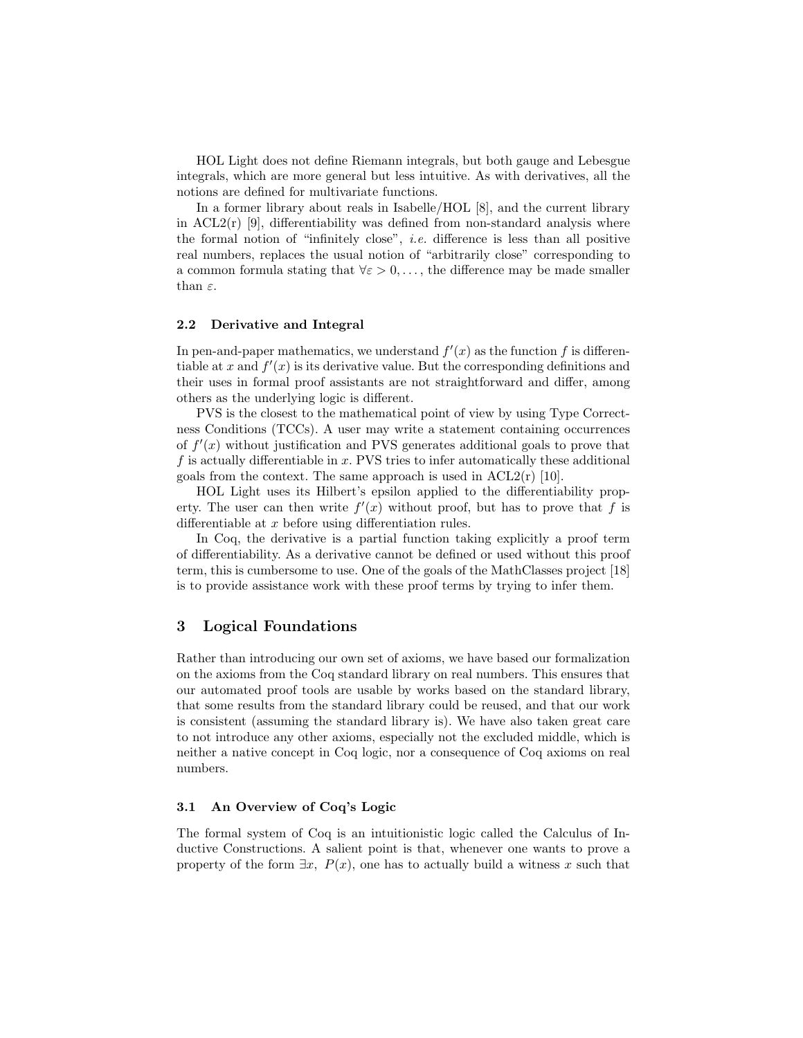HOL Light does not define Riemann integrals, but both gauge and Lebesgue integrals, which are more general but less intuitive. As with derivatives, all the notions are defined for multivariate functions.

In a former library about reals in Isabelle/HOL [8], and the current library in ACL2(r) [9], differentiability was defined from non-standard analysis where the formal notion of "infinitely close", *i.e.* difference is less than all positive real numbers, replaces the usual notion of "arbitrarily close" corresponding to a common formula stating that $\forall \varepsilon > 0, \ldots$, the difference may be made smaller than $\varepsilon$.

### 2.2 Derivative and Integral

In pen-and-paper mathematics, we understand $f'(x)$ as the function $f$ is differentiable at $x$ and $f'(x)$ is its derivative value. But the corresponding definitions and their uses in formal proof assistants are not straightforward and differ, among others as the underlying logic is different.

PVS is the closest to the mathematical point of view by using Type Correctness Conditions (TCCs). A user may write a statement containing occurrences of $f'(x)$ without justification and PVS generates additional goals to prove that $f$ is actually differentiable in $x$. PVS tries to infer automatically these additional goals from the context. The same approach is used in ACL2(r) [10].

HOL Light uses its Hilbert's epsilon applied to the differentiability property. The user can then write $f'(x)$ without proof, but has to prove that $f$ is differentiable at $x$ before using differentiation rules.

In Coq, the derivative is a partial function taking explicitly a proof term of differentiability. As a derivative cannot be defined or used without this proof term, this is cumbersome to use. One of the goals of the MathClasses project [18] is to provide assistance work with these proof terms by trying to infer them.

## 3 Logical Foundations

Rather than introducing our own set of axioms, we have based our formalization on the axioms from the Coq standard library on real numbers. This ensures that our automated proof tools are usable by works based on the standard library, that some results from the standard library could be reused, and that our work is consistent (assuming the standard library is). We have also taken great care to not introduce any other axioms, especially not the excluded middle, which is neither a native concept in Coq logic, nor a consequence of Coq axioms on real numbers.

### 3.1 An Overview of Coq's Logic

The formal system of Coq is an intuitionistic logic called the Calculus of Inductive Constructions. A salient point is that, whenever one wants to prove a property of the form $\exists x,\ P(x)$, one has to actually build a witness $x$ such that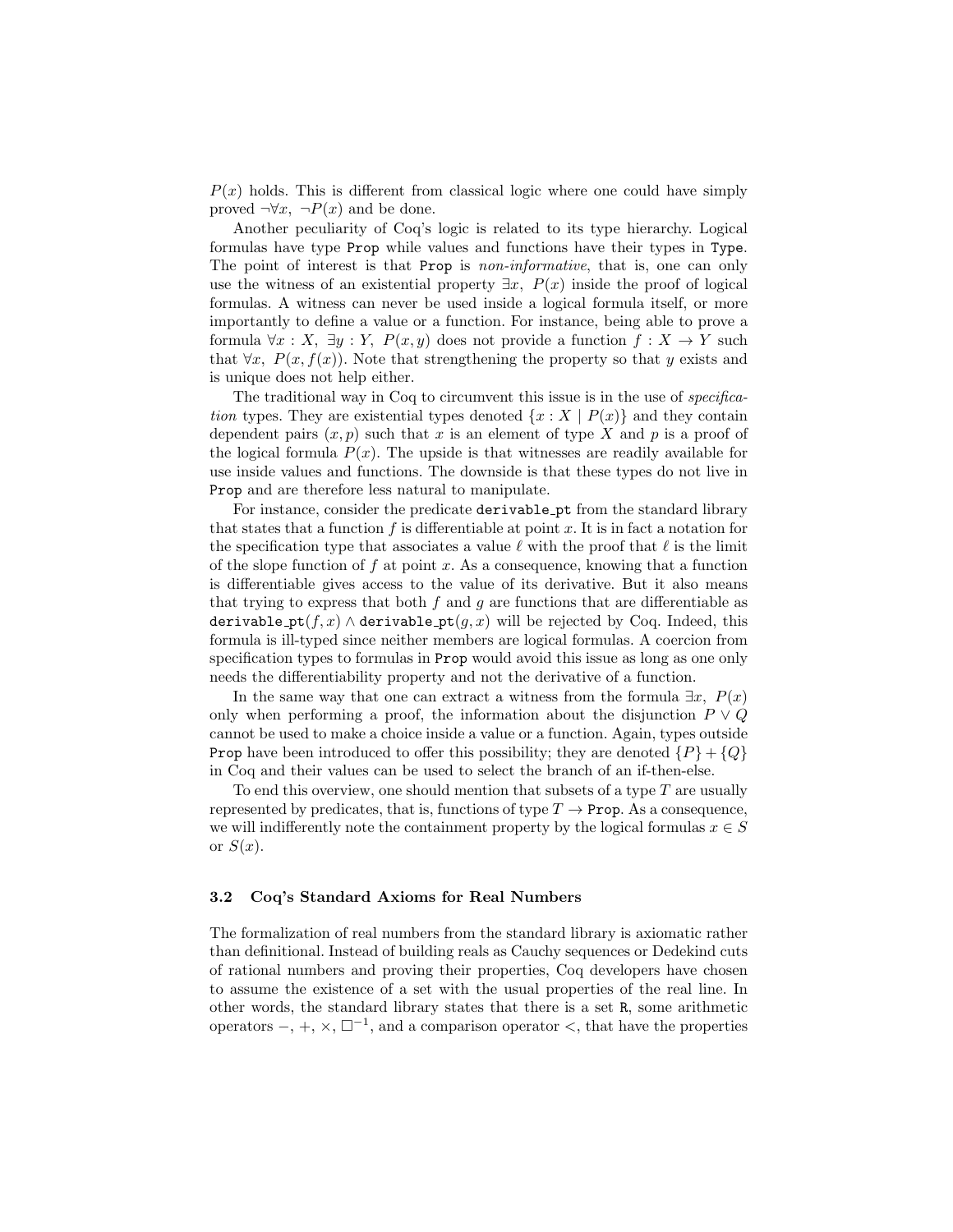$P(x)$ holds. This is different from classical logic where one could have simply proved $\neg\forall x,\ \neg P(x)$ and be done.

Another peculiarity of Coq's logic is related to its type hierarchy. Logical formulas have type `Prop` while values and functions have their types in `Type`. The point of interest is that `Prop` is *non-informative*, that is, one can only use the witness of an existential property $\exists x,\ P(x)$ inside the proof of logical formulas. A witness can never be used inside a logical formula itself, or more importantly to define a value or a function. For instance, being able to prove a formula $\forall x : X,\ \exists y : Y,\ P(x, y)$ does not provide a function $f : X \to Y$ such that $\forall x,\ P(x, f(x))$. Note that strengthening the property so that $y$ exists and is unique does not help either.

The traditional way in Coq to circumvent this issue is in the use of *specification* types. They are existential types denoted $\{x : X \mid P(x)\}$ and they contain dependent pairs $(x, p)$ such that $x$ is an element of type $X$ and $p$ is a proof of the logical formula $P(x)$. The upside is that witnesses are readily available for use inside values and functions. The downside is that these types do not live in `Prop` and are therefore less natural to manipulate.

For instance, consider the predicate `derivable_pt` from the standard library that states that a function $f$ is differentiable at point $x$. It is in fact a notation for the specification type that associates a value $\ell$ with the proof that $\ell$ is the limit of the slope function of $f$ at point $x$. As a consequence, knowing that a function is differentiable gives access to the value of its derivative. But it also means that trying to express that both $f$ and $g$ are functions that are differentiable as `derivable_pt`$(f, x) \wedge$ `derivable_pt`$(g, x)$ will be rejected by Coq. Indeed, this formula is ill-typed since neither members are logical formulas. A coercion from specification types to formulas in `Prop` would avoid this issue as long as one only needs the differentiability property and not the derivative of a function.

In the same way that one can extract a witness from the formula $\exists x,\ P(x)$ only when performing a proof, the information about the disjunction $P \vee Q$ cannot be used to make a choice inside a value or a function. Again, types outside `Prop` have been introduced to offer this possibility; they are denoted $\{P\} + \{Q\}$ in Coq and their values can be used to select the branch of an if-then-else.

To end this overview, one should mention that subsets of a type $T$ are usually represented by predicates, that is, functions of type $T \to$ `Prop`. As a consequence, we will indifferently note the containment property by the logical formulas $x \in S$ or $S(x)$.

### 3.2 Coq's Standard Axioms for Real Numbers

The formalization of real numbers from the standard library is axiomatic rather than definitional. Instead of building reals as Cauchy sequences or Dedekind cuts of rational numbers and proving their properties, Coq developers have chosen to assume the existence of a set with the usual properties of the real line. In other words, the standard library states that there is a set `R`, some arithmetic operators $-$, $+$, $\times$, $\square^{-1}$, and a comparison operator $<$, that have the properties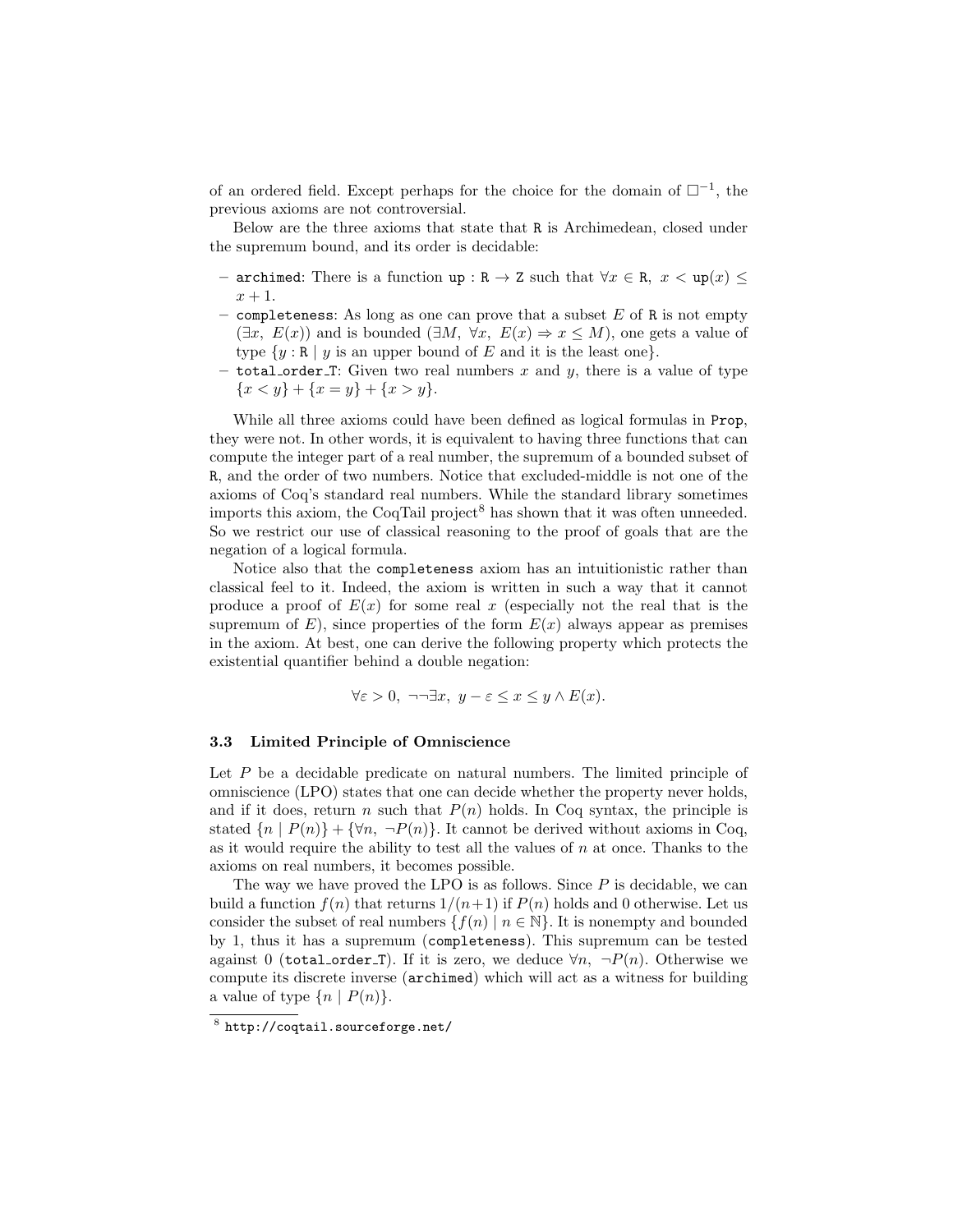of an ordered field. Except perhaps for the choice for the domain of $\square^{-1}$, the previous axioms are not controversial.

Below are the three axioms that state that `R` is Archimedean, closed under the supremum bound, and its order is decidable:

- `archimed`: There is a function $\texttt{up} : \texttt{R} \to \texttt{Z}$ such that $\forall x \in \texttt{R},\ x < \texttt{up}(x) \leq x + 1$.
- `completeness`: As long as one can prove that a subset $E$ of `R` is not empty ($\exists x,\ E(x)$) and is bounded ($\exists M,\ \forall x,\ E(x) \Rightarrow x \leq M$), one gets a value of type $\{y : \texttt{R} \mid y$ is an upper bound of $E$ and it is the least one$\}$.
- `total_order_T`: Given two real numbers $x$ and $y$, there is a value of type $\{x < y\} + \{x = y\} + \{x > y\}$.

While all three axioms could have been defined as logical formulas in `Prop`, they were not. In other words, it is equivalent to having three functions that can compute the integer part of a real number, the supremum of a bounded subset of `R`, and the order of two numbers. Notice that excluded-middle is not one of the axioms of Coq's standard real numbers. While the standard library sometimes imports this axiom, the CoqTail project[8] has shown that it was often unneeded. So we restrict our use of classical reasoning to the proof of goals that are the negation of a logical formula.

Notice also that the `completeness` axiom has an intuitionistic rather than classical feel to it. Indeed, the axiom is written in such a way that it cannot produce a proof of $E(x)$ for some real $x$ (especially not the real that is the supremum of $E$), since properties of the form $E(x)$ always appear as premises in the axiom. At best, one can derive the following property which protects the existential quantifier behind a double negation:

$$\forall \varepsilon > 0,\ \neg\neg\exists x,\ y - \varepsilon \leq x \leq y \wedge E(x).$$

### 3.3 Limited Principle of Omniscience

Let $P$ be a decidable predicate on natural numbers. The limited principle of omniscience (LPO) states that one can decide whether the property never holds, and if it does, return $n$ such that $P(n)$ holds. In Coq syntax, the principle is stated $\{n \mid P(n)\} + \{\forall n,\ \neg P(n)\}$. It cannot be derived without axioms in Coq, as it would require the ability to test all the values of $n$ at once. Thanks to the axioms on real numbers, it becomes possible.

The way we have proved the LPO is as follows. Since $P$ is decidable, we can build a function $f(n)$ that returns $1/(n+1)$ if $P(n)$ holds and 0 otherwise. Let us consider the subset of real numbers $\{f(n) \mid n \in \mathbb{N}\}$. It is nonempty and bounded by 1, thus it has a supremum (`completeness`). This supremum can be tested against 0 (`total_order_T`). If it is zero, we deduce $\forall n,\ \neg P(n)$. Otherwise we compute its discrete inverse (`archimed`) which will act as a witness for building a value of type $\{n \mid P(n)\}$.

[8] http://coqtail.sourceforge.net/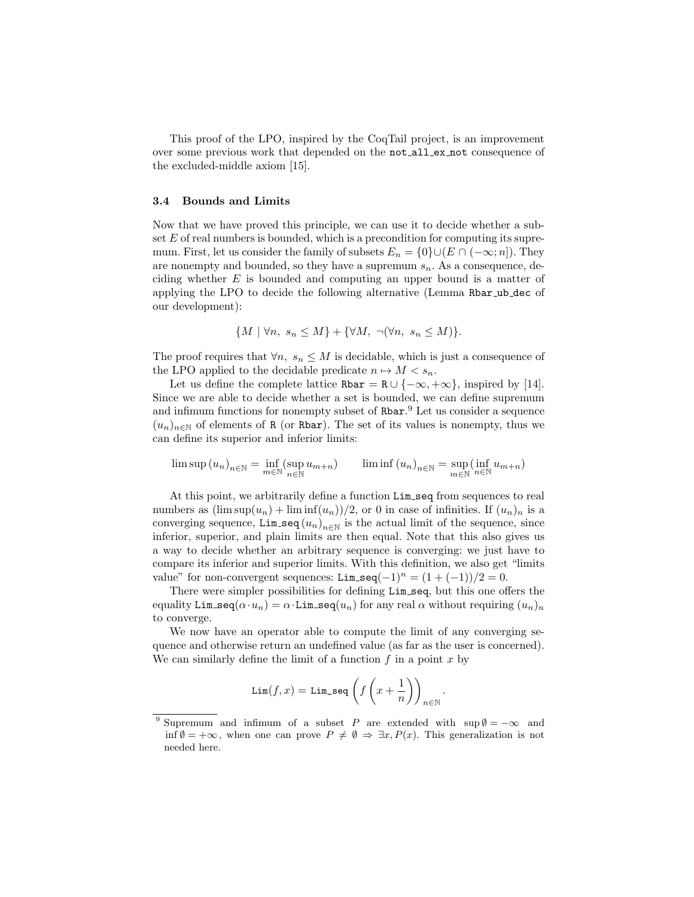This proof of the LPO, inspired by the CoqTail project, is an improvement over some previous work that depended on the `not_all_ex_not` consequence of the excluded-middle axiom [15].

### 3.4 Bounds and Limits

Now that we have proved this principle, we can use it to decide whether a subset $E$ of real numbers is bounded, which is a precondition for computing its supremum. First, let us consider the family of subsets $E_n = \{0\} \cup (E \cap (-\infty; n])$. They are nonempty and bounded, so they have a supremum $s_n$. As a consequence, deciding whether $E$ is bounded and computing an upper bound is a matter of applying the LPO to decide the following alternative (Lemma `Rbar_ub_dec` of our development):

$$\{M \mid \forall n,\ s_n \leq M\} + \{\forall M,\ \neg(\forall n,\ s_n \leq M)\}.$$

The proof requires that $\forall n,\ s_n \leq M$ is decidable, which is just a consequence of the LPO applied to the decidable predicate $n \mapsto M < s_n$.

Let us define the complete lattice $\texttt{Rbar} = \texttt{R} \cup \{-\infty, +\infty\}$, inspired by [14]. Since we are able to decide whether a set is bounded, we can define supremum and infimum functions for nonempty subset of `Rbar`.[9] Let us consider a sequence $(u_n)_{n\in\mathbb{N}}$ of elements of `R` (or `Rbar`). The set of its values is nonempty, thus we can define its superior and inferior limits:

$$\limsup\,(u_n)_{n\in\mathbb{N}} = \inf_{m\in\mathbb{N}}(\sup_{n\in\mathbb{N}} u_{m+n}) \qquad \liminf\,(u_n)_{n\in\mathbb{N}} = \sup_{m\in\mathbb{N}}(\inf_{n\in\mathbb{N}} u_{m+n})$$

At this point, we arbitrarily define a function `Lim_seq` from sequences to real numbers as $(\limsup(u_n) + \liminf(u_n))/2$, or 0 in case of infinities. If $(u_n)_n$ is a converging sequence, $\texttt{Lim\_seq}\,(u_n)_{n\in\mathbb{N}}$ is the actual limit of the sequence, since inferior, superior, and plain limits are then equal. Note that this also gives us a way to decide whether an arbitrary sequence is converging: we just have to compare its inferior and superior limits. With this definition, we also get "limits value" for non-convergent sequences: $\texttt{Lim\_seq}(-1)^n = (1 + (-1))/2 = 0$.

There were simpler possibilities for defining `Lim_seq`, but this one offers the equality $\texttt{Lim\_seq}(\alpha \cdot u_n) = \alpha \cdot \texttt{Lim\_seq}(u_n)$ for any real $\alpha$ without requiring $(u_n)_n$ to converge.

We now have an operator able to compute the limit of any converging sequence and otherwise return an undefined value (as far as the user is concerned). We can similarly define the limit of a function $f$ in a point $x$ by

$$\texttt{Lim}(f, x) = \texttt{Lim\_seq}\left(f\left(x + \frac{1}{n}\right)\right)_{n\in\mathbb{N}}.$$

[9] Supremum and infimum of a subset $P$ are extended with $\sup\emptyset = -\infty$ and $\inf\emptyset = +\infty$, when one can prove $P \neq \emptyset \Rightarrow \exists x, P(x)$. This generalization is not needed here.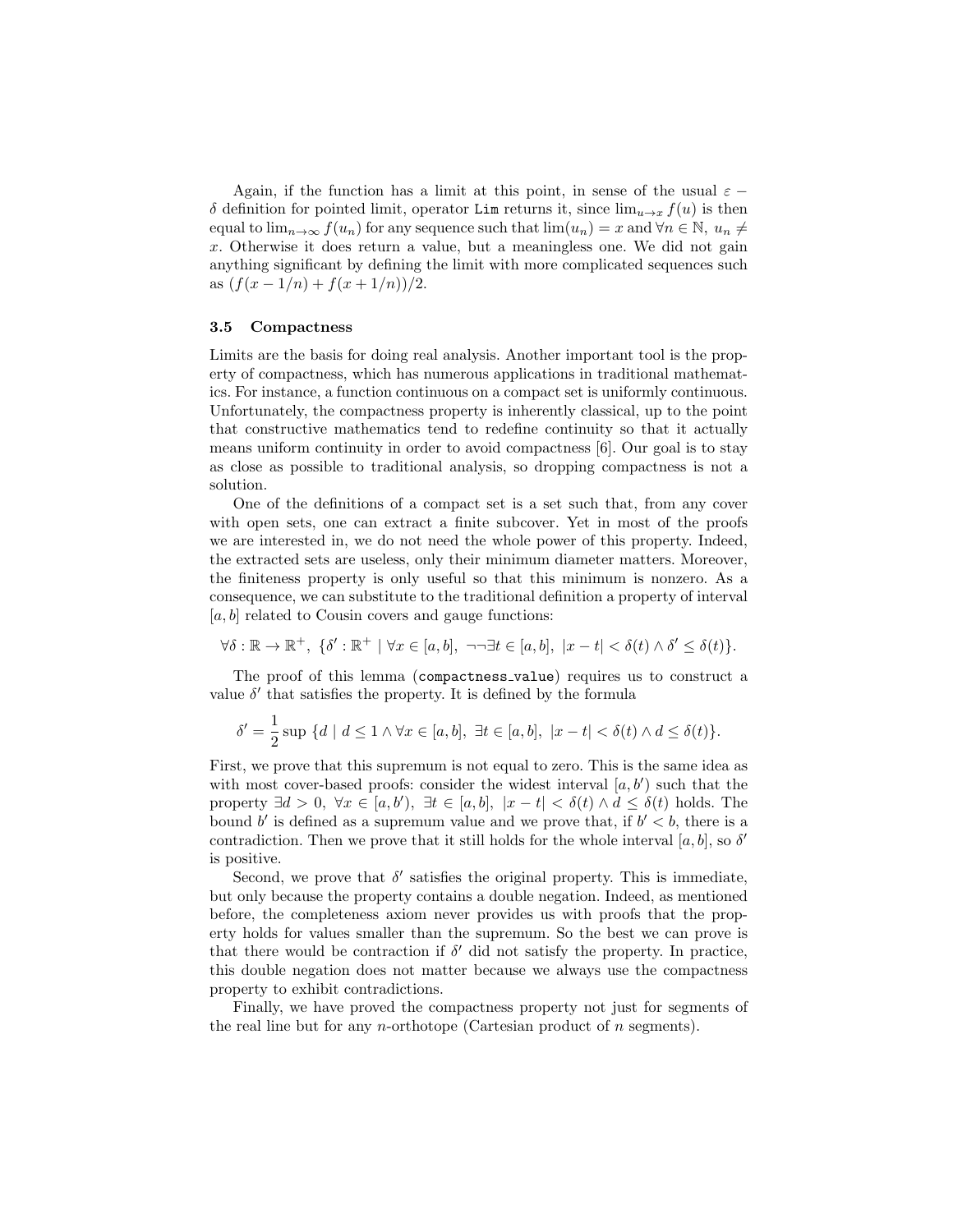Again, if the function has a limit at this point, in sense of the usual $\varepsilon - \delta$ definition for pointed limit, operator `Lim` returns it, since $\lim_{u \to x} f(u)$ is then equal to $\lim_{n\to\infty} f(u_n)$ for any sequence such that $\lim(u_n) = x$ and $\forall n \in \mathbb{N},\ u_n \neq x$. Otherwise it does return a value, but a meaningless one. We did not gain anything significant by defining the limit with more complicated sequences such as $(f(x - 1/n) + f(x + 1/n))/2$.

### 3.5 Compactness

Limits are the basis for doing real analysis. Another important tool is the property of compactness, which has numerous applications in traditional mathematics. For instance, a function continuous on a compact set is uniformly continuous. Unfortunately, the compactness property is inherently classical, up to the point that constructive mathematics tend to redefine continuity so that it actually means uniform continuity in order to avoid compactness [6]. Our goal is to stay as close as possible to traditional analysis, so dropping compactness is not a solution.

One of the definitions of a compact set is a set such that, from any cover with open sets, one can extract a finite subcover. Yet in most of the proofs we are interested in, we do not need the whole power of this property. Indeed, the extracted sets are useless, only their minimum diameter matters. Moreover, the finiteness property is only useful so that this minimum is nonzero. As a consequence, we can substitute to the traditional definition a property of interval $[a, b]$ related to Cousin covers and gauge functions:

$$\forall \delta : \mathbb{R} \to \mathbb{R}^+,\ \{\delta' : \mathbb{R}^+ \mid \forall x \in [a, b],\ \neg\neg\exists t \in [a, b],\ |x - t| < \delta(t) \wedge \delta' \leq \delta(t)\}.$$

The proof of this lemma (`compactness_value`) requires us to construct a value $\delta'$ that satisfies the property. It is defined by the formula

$$\delta' = \frac{1}{2} \sup\ \{d \mid d \leq 1 \wedge \forall x \in [a, b],\ \exists t \in [a, b],\ |x - t| < \delta(t) \wedge d \leq \delta(t)\}.$$

First, we prove that this supremum is not equal to zero. This is the same idea as with most cover-based proofs: consider the widest interval $[a, b')$ such that the property $\exists d > 0,\ \forall x \in [a, b'),\ \exists t \in [a, b],\ |x - t| < \delta(t) \wedge d \leq \delta(t)$ holds. The bound $b'$ is defined as a supremum value and we prove that, if $b' < b$, there is a contradiction. Then we prove that it still holds for the whole interval $[a, b]$, so $\delta'$ is positive.

Second, we prove that $\delta'$ satisfies the original property. This is immediate, but only because the property contains a double negation. Indeed, as mentioned before, the completeness axiom never provides us with proofs that the property holds for values smaller than the supremum. So the best we can prove is that there would be contraction if $\delta'$ did not satisfy the property. In practice, this double negation does not matter because we always use the compactness property to exhibit contradictions.

Finally, we have proved the compactness property not just for segments of the real line but for any $n$-orthotope (Cartesian product of $n$ segments).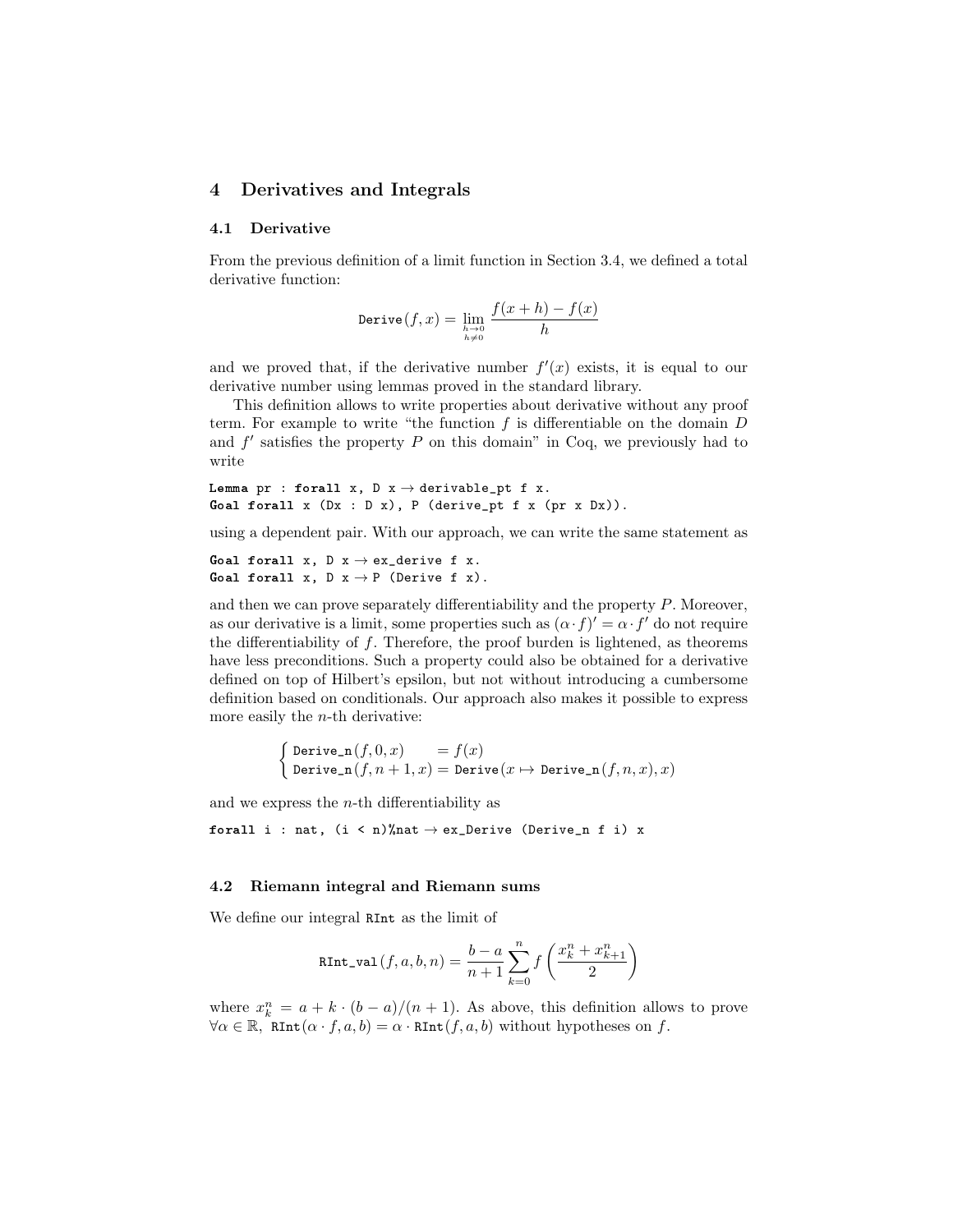## 4 Derivatives and Integrals

### 4.1 Derivative

From the previous definition of a limit function in Section 3.4, we defined a total derivative function:

$$\texttt{Derive}(f, x) = \lim_{\substack{h \to 0 \\ h \neq 0}} \frac{f(x+h) - f(x)}{h}$$

and we proved that, if the derivative number $f'(x)$ exists, it is equal to our derivative number using lemmas proved in the standard library.

This definition allows to write properties about derivative without any proof term. For example to write "the function $f$ is differentiable on the domain $D$ and $f'$ satisfies the property $P$ on this domain" in Coq, we previously had to write

```
Lemma pr : forall x, D x → derivable_pt f x.
Goal forall x (Dx : D x), P (derive_pt f x (pr x Dx)).
```

using a dependent pair. With our approach, we can write the same statement as

```
Goal forall x, D x → ex_derive f x.
Goal forall x, D x → P (Derive f x).
```

and then we can prove separately differentiability and the property $P$. Moreover, as our derivative is a limit, some properties such as $(\alpha \cdot f)' = \alpha \cdot f'$ do not require the differentiability of $f$. Therefore, the proof burden is lightened, as theorems have less preconditions. Such a property could also be obtained for a derivative defined on top of Hilbert's epsilon, but not without introducing a cumbersome definition based on conditionals. Our approach also makes it possible to express more easily the $n$-th derivative:

$$\begin{cases} \texttt{Derive\_n}(f, 0, x) &= f(x) \\ \texttt{Derive\_n}(f, n+1, x) &= \texttt{Derive}(x \mapsto \texttt{Derive\_n}(f, n, x), x) \end{cases}$$

and we express the $n$-th differentiability as

```
forall i : nat, (i < n)%nat → ex_Derive (Derive_n f i) x
```

### 4.2 Riemann integral and Riemann sums

We define our integral `RInt` as the limit of

$$\texttt{RInt\_val}(f, a, b, n) = \frac{b-a}{n+1} \sum_{k=0}^{n} f\left(\frac{x_k^n + x_{k+1}^n}{2}\right)$$

where $x_k^n = a + k \cdot (b-a)/(n+1)$. As above, this definition allows to prove $\forall \alpha \in \mathbb{R},\ \texttt{RInt}(\alpha \cdot f, a, b) = \alpha \cdot \texttt{RInt}(f, a, b)$ without hypotheses on $f$.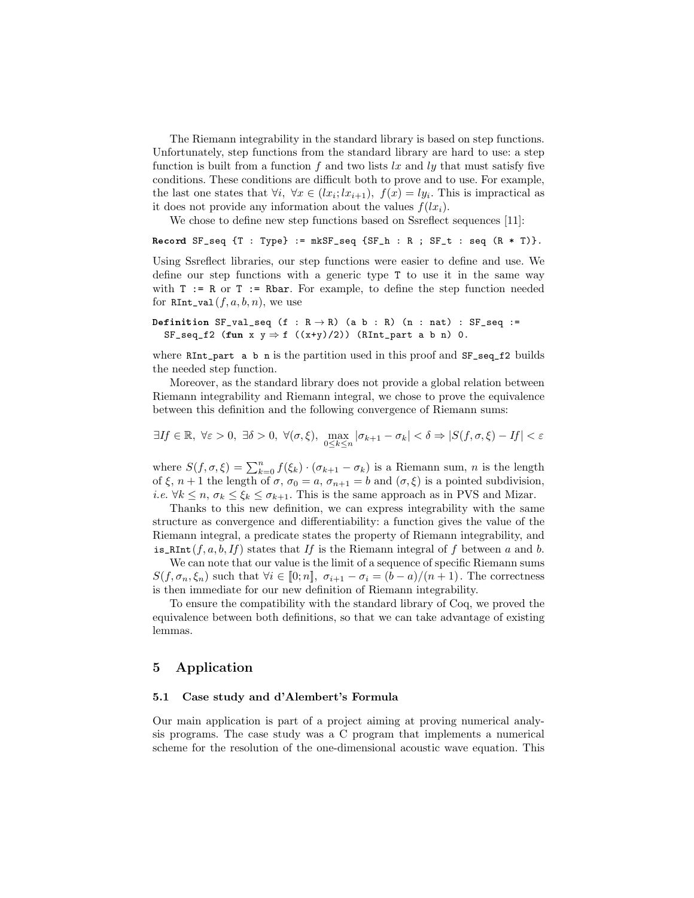The Riemann integrability in the standard library is based on step functions. Unfortunately, step functions from the standard library are hard to use: a step function is built from a function $f$ and two lists $lx$ and $ly$ that must satisfy five conditions. These conditions are difficult both to prove and to use. For example, the last one states that $\forall i,\ \forall x \in (lx_i; lx_{i+1}),\ f(x) = ly_i$. This is impractical as it does not provide any information about the values $f(lx_i)$.

We chose to define new step functions based on Ssreflect sequences [11]:

```
Record SF_seq {T : Type} := mkSF_seq {SF_h : R ; SF_t : seq (R * T)}.
```

Using Ssreflect libraries, our step functions were easier to define and use. We define our step functions with a generic type `T` to use it in the same way with `T := R` or `T := Rbar`. For example, to define the step function needed for `RInt_val`$(f, a, b, n)$, we use

```
Definition SF_val_seq (f : R → R) (a b : R) (n : nat) : SF_seq :=
  SF_seq_f2 (fun x y ⇒ f ((x+y)/2)) (RInt_part a b n) 0.
```

where `RInt_part a b n` is the partition used in this proof and `SF_seq_f2` builds the needed step function.

Moreover, as the standard library does not provide a global relation between Riemann integrability and Riemann integral, we chose to prove the equivalence between this definition and the following convergence of Riemann sums:

$$\exists If \in \mathbb{R},\ \forall \varepsilon > 0,\ \exists \delta > 0,\ \forall (\sigma, \xi),\ \max_{0 \le k \le n} |\sigma_{k+1} - \sigma_k| < \delta \Rightarrow |S(f, \sigma, \xi) - If| < \varepsilon$$

where $S(f, \sigma, \xi) = \sum_{k=0}^{n} f(\xi_k) \cdot (\sigma_{k+1} - \sigma_k)$ is a Riemann sum, $n$ is the length of $\xi$, $n+1$ the length of $\sigma$, $\sigma_0 = a$, $\sigma_{n+1} = b$ and $(\sigma, \xi)$ is a pointed subdivision, *i.e.* $\forall k \le n,\ \sigma_k \le \xi_k \le \sigma_{k+1}$. This is the same approach as in PVS and Mizar.

Thanks to this new definition, we can express integrability with the same structure as convergence and differentiability: a function gives the value of the Riemann integral, a predicate states the property of Riemann integrability, and `is_RInt`$(f, a, b, If)$ states that $If$ is the Riemann integral of $f$ between $a$ and $b$.

We can note that our value is the limit of a sequence of specific Riemann sums $S(f, \sigma_n, \xi_n)$ such that $\forall i \in [\![0; n]\!],\ \sigma_{i+1} - \sigma_i = (b - a)/(n + 1)$. The correctness is then immediate for our new definition of Riemann integrability.

To ensure the compatibility with the standard library of Coq, we proved the equivalence between both definitions, so that we can take advantage of existing lemmas.

## 5 Application

### 5.1 Case study and d'Alembert's Formula

Our main application is part of a project aiming at proving numerical analysis programs. The case study was a C program that implements a numerical scheme for the resolution of the one-dimensional acoustic wave equation. This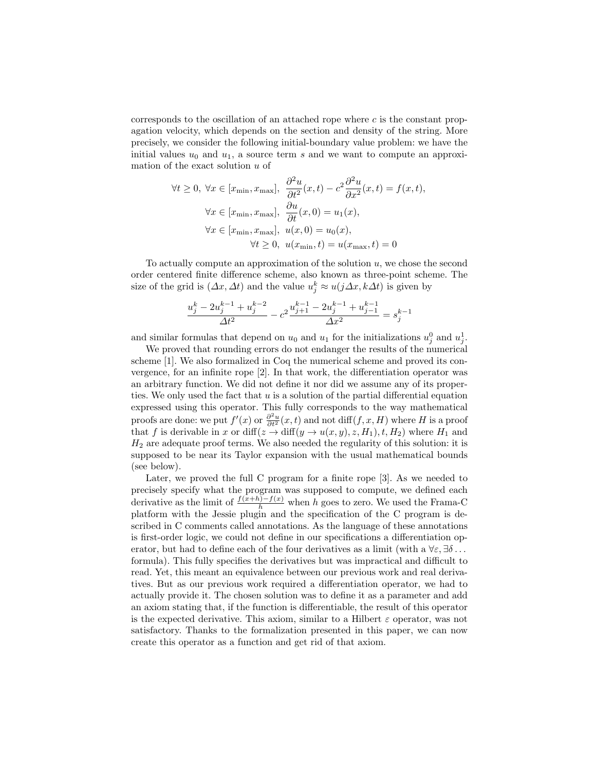corresponds to the oscillation of an attached rope where $c$ is the constant propagation velocity, which depends on the section and density of the string. More precisely, we consider the following initial-boundary value problem: we have the initial values $u_0$ and $u_1$, a source term $s$ and we want to compute an approximation of the exact solution $u$ of

$$
\begin{aligned}
\forall t \geq 0,\ \forall x \in [x_{\min}, x_{\max}],\ & \frac{\partial^2 u}{\partial t^2}(x,t) - c^2 \frac{\partial^2 u}{\partial x^2}(x,t) = f(x,t), \\
\forall x \in [x_{\min}, x_{\max}],\ & \frac{\partial u}{\partial t}(x, 0) = u_1(x), \\
\forall x \in [x_{\min}, x_{\max}],\ & u(x, 0) = u_0(x), \\
\forall t \geq 0,\ & u(x_{\min}, t) = u(x_{\max}, t) = 0
\end{aligned}
$$

To actually compute an approximation of the solution $u$, we chose the second order centered finite difference scheme, also known as three-point scheme. The size of the grid is $(\Delta x, \Delta t)$ and the value $u_j^k \approx u(j\Delta x, k\Delta t)$ is given by

$$
\frac{u_j^k - 2u_j^{k-1} + u_j^{k-2}}{\Delta t^2} - c^2 \frac{u_{j+1}^{k-1} - 2u_j^{k-1} + u_{j-1}^{k-1}}{\Delta x^2} = s_j^{k-1}
$$

and similar formulas that depend on $u_0$ and $u_1$ for the initializations $u_j^0$ and $u_j^1$.

We proved that rounding errors do not endanger the results of the numerical scheme [1]. We also formalized in Coq the numerical scheme and proved its convergence, for an infinite rope [2]. In that work, the differentiation operator was an arbitrary function. We did not define it nor did we assume any of its properties. We only used the fact that $u$ is a solution of the partial differential equation expressed using this operator. This fully corresponds to the way mathematical proofs are done: we put $f'(x)$ or $\frac{\partial^2 u}{\partial t^2}(x,t)$ and not $\mathrm{diff}(f, x, H)$ where $H$ is a proof that $f$ is derivable in $x$ or $\mathrm{diff}(z \to \mathrm{diff}(y \to u(x, y), z, H_1), t, H_2)$ where $H_1$ and $H_2$ are adequate proof terms. We also needed the regularity of this solution: it is supposed to be near its Taylor expansion with the usual mathematical bounds (see below).

Later, we proved the full C program for a finite rope [3]. As we needed to precisely specify what the program was supposed to compute, we defined each derivative as the limit of $\frac{f(x+h)-f(x)}{h}$ when $h$ goes to zero. We used the Frama-C platform with the Jessie plugin and the specification of the C program is described in C comments called annotations. As the language of these annotations is first-order logic, we could not define in our specifications a differentiation operator, but had to define each of the four derivatives as a limit (with a $\forall \varepsilon, \exists \delta \ldots$ formula). This fully specifies the derivatives but was impractical and difficult to read. Yet, this meant an equivalence between our previous work and real derivatives. But as our previous work required a differentiation operator, we had to actually provide it. The chosen solution was to define it as a parameter and add an axiom stating that, if the function is differentiable, the result of this operator is the expected derivative. This axiom, similar to a Hilbert $\varepsilon$ operator, was not satisfactory. Thanks to the formalization presented in this paper, we can now create this operator as a function and get rid of that axiom.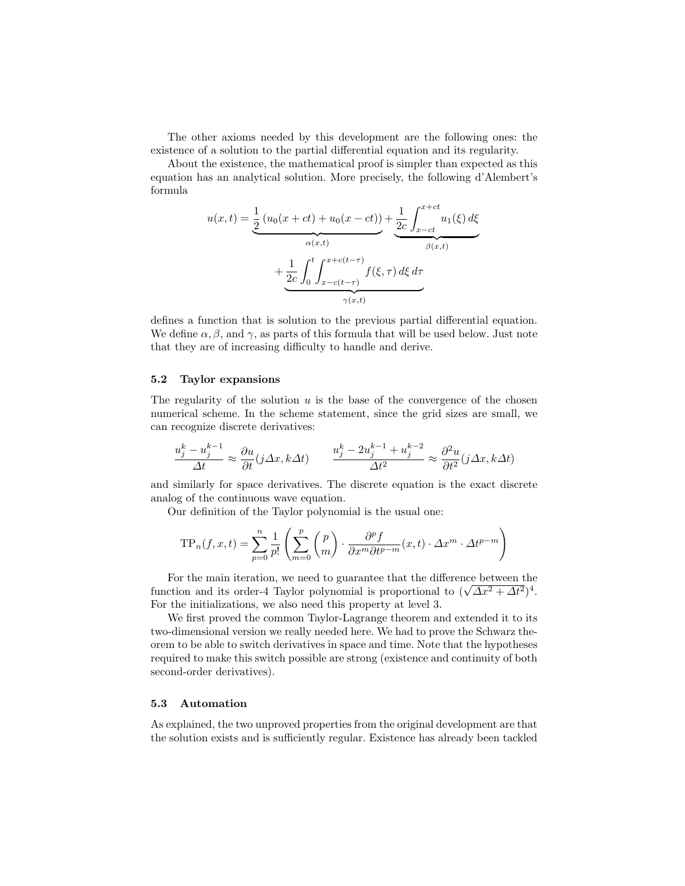The other axioms needed by this development are the following ones: the existence of a solution to the partial differential equation and its regularity.

About the existence, the mathematical proof is simpler than expected as this equation has an analytical solution. More precisely, the following d'Alembert's formula

$$u(x,t) = \underbrace{\frac{1}{2}\left(u_0(x+ct) + u_0(x-ct)\right)}_{\alpha(x,t)} + \underbrace{\frac{1}{2c}\int_{x-ct}^{x+ct} u_1(\xi)\, d\xi}_{\beta(x,t)}$$
$$+ \underbrace{\frac{1}{2c}\int_0^t \int_{x-c(t-\tau)}^{x+c(t-\tau)} f(\xi,\tau)\, d\xi\, d\tau}_{\gamma(x,t)}$$

defines a function that is solution to the previous partial differential equation. We define $\alpha, \beta$, and $\gamma$, as parts of this formula that will be used below. Just note that they are of increasing difficulty to handle and derive.

### 5.2 Taylor expansions

The regularity of the solution $u$ is the base of the convergence of the chosen numerical scheme. In the scheme statement, since the grid sizes are small, we can recognize discrete derivatives:

$$\frac{u_j^k - u_j^{k-1}}{\Delta t} \approx \frac{\partial u}{\partial t}(j\Delta x, k\Delta t) \qquad \frac{u_j^k - 2u_j^{k-1} + u_j^{k-2}}{\Delta t^2} \approx \frac{\partial^2 u}{\partial t^2}(j\Delta x, k\Delta t)$$

and similarly for space derivatives. The discrete equation is the exact discrete analog of the continuous wave equation.

Our definition of the Taylor polynomial is the usual one:

$$\mathrm{TP}_n(f,x,t) = \sum_{p=0}^{n} \frac{1}{p!}\left(\sum_{m=0}^{p} \binom{p}{m} \cdot \frac{\partial^p f}{\partial x^m \partial t^{p-m}}(x,t)\cdot \Delta x^m \cdot \Delta t^{p-m}\right)$$

For the main iteration, we need to guarantee that the difference between the function and its order-4 Taylor polynomial is proportional to $(\sqrt{\Delta x^2 + \Delta t^2})^4$. For the initializations, we also need this property at level 3.

We first proved the common Taylor-Lagrange theorem and extended it to its two-dimensional version we really needed here. We had to prove the Schwarz theorem to be able to switch derivatives in space and time. Note that the hypotheses required to make this switch possible are strong (existence and continuity of both second-order derivatives).

### 5.3 Automation

As explained, the two unproved properties from the original development are that the solution exists and is sufficiently regular. Existence has already been tackled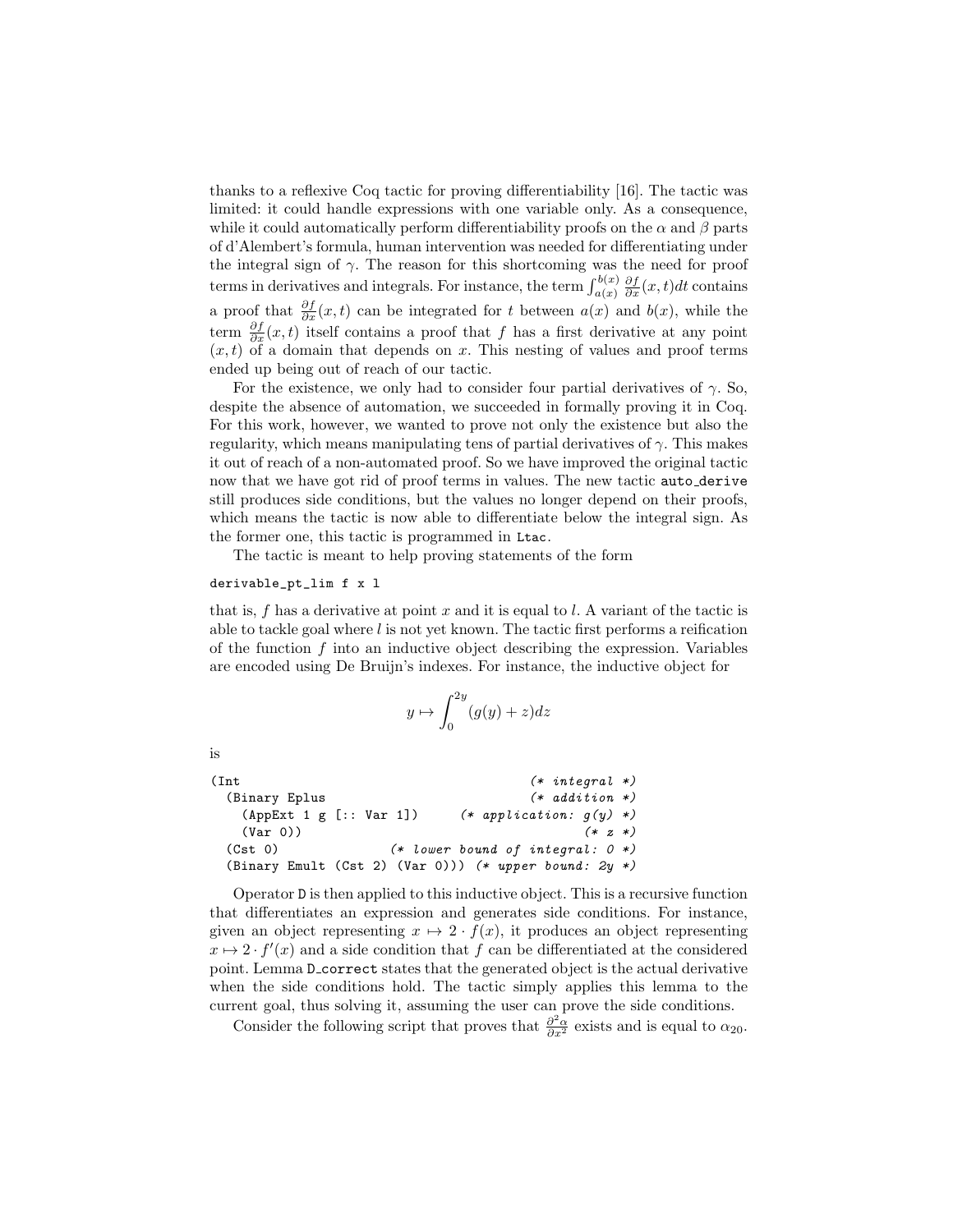thanks to a reflexive Coq tactic for proving differentiability [16]. The tactic was limited: it could handle expressions with one variable only. As a consequence, while it could automatically perform differentiability proofs on the $\alpha$ and $\beta$ parts of d'Alembert's formula, human intervention was needed for differentiating under the integral sign of $\gamma$. The reason for this shortcoming was the need for proof terms in derivatives and integrals. For instance, the term $\int_{a(x)}^{b(x)} \frac{\partial f}{\partial x}(x,t)dt$ contains a proof that $\frac{\partial f}{\partial x}(x,t)$ can be integrated for $t$ between $a(x)$ and $b(x)$, while the term $\frac{\partial f}{\partial x}(x,t)$ itself contains a proof that $f$ has a first derivative at any point $(x,t)$ of a domain that depends on $x$. This nesting of values and proof terms ended up being out of reach of our tactic.

For the existence, we only had to consider four partial derivatives of $\gamma$. So, despite the absence of automation, we succeeded in formally proving it in Coq. For this work, however, we wanted to prove not only the existence but also the regularity, which means manipulating tens of partial derivatives of $\gamma$. This makes it out of reach of a non-automated proof. So we have improved the original tactic now that we have got rid of proof terms in values. The new tactic `auto_derive` still produces side conditions, but the values no longer depend on their proofs, which means the tactic is now able to differentiate below the integral sign. As the former one, this tactic is programmed in `Ltac`.

The tactic is meant to help proving statements of the form

```
derivable_pt_lim f x l
```

that is, $f$ has a derivative at point $x$ and it is equal to $l$. A variant of the tactic is able to tackle goal where $l$ is not yet known. The tactic first performs a reification of the function $f$ into an inductive object describing the expression. Variables are encoded using De Bruijn's indexes. For instance, the inductive object for

$$y \mapsto \int_0^{2y} (g(y) + z)dz$$

is

```
(Int                                          (* integral *)
  (Binary Eplus                               (* addition *)
    (AppExt 1 g [:: Var 1])        (* application: g(y) *)
    (Var 0))                                       (* z *)
  (Cst 0)                  (* lower bound of integral: 0 *)
  (Binary Emult (Cst 2) (Var 0))) (* upper bound: 2y *)
```

Operator `D` is then applied to this inductive object. This is a recursive function that differentiates an expression and generates side conditions. For instance, given an object representing $x \mapsto 2 \cdot f(x)$, it produces an object representing $x \mapsto 2 \cdot f'(x)$ and a side condition that $f$ can be differentiated at the considered point. Lemma `D_correct` states that the generated object is the actual derivative when the side conditions hold. The tactic simply applies this lemma to the current goal, thus solving it, assuming the user can prove the side conditions.

Consider the following script that proves that $\frac{\partial^2 \alpha}{\partial x^2}$ exists and is equal to $\alpha_{20}$.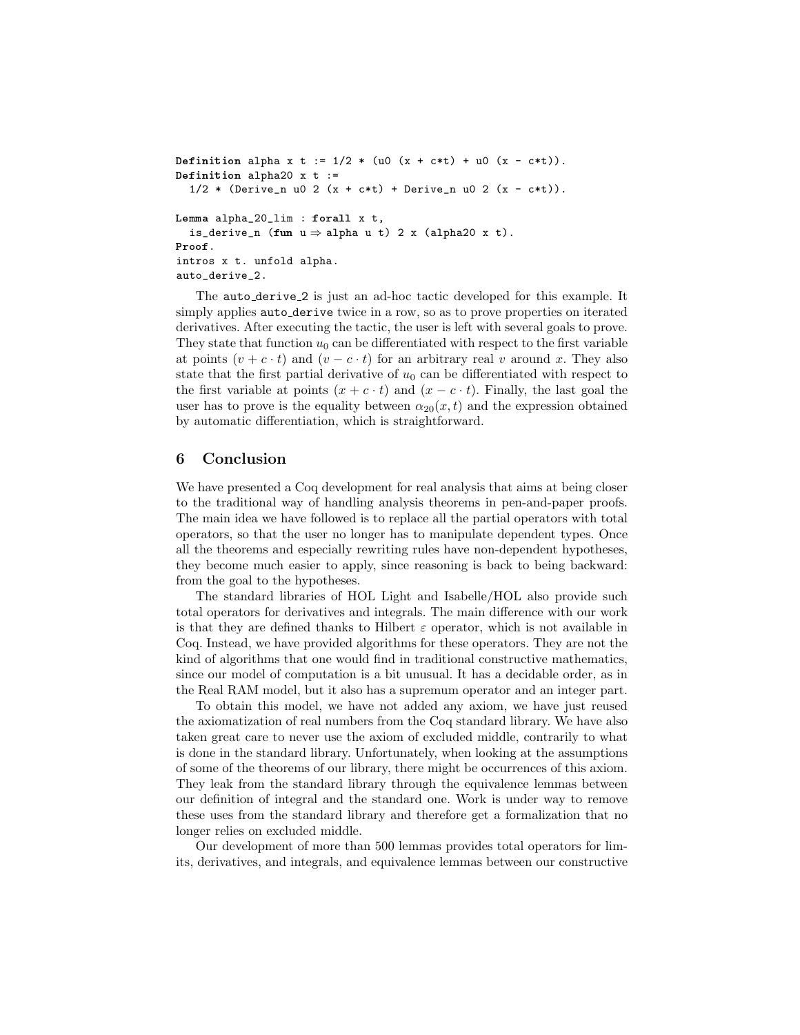```
Definition alpha x t := 1/2 * (u0 (x + c*t) + u0 (x - c*t)).
Definition alpha20 x t :=
  1/2 * (Derive_n u0 2 (x + c*t) + Derive_n u0 2 (x - c*t)).

Lemma alpha_20_lim : forall x t,
  is_derive_n (fun u ⇒ alpha u t) 2 x (alpha20 x t).
Proof.
intros x t. unfold alpha.
auto_derive_2.
```

The `auto_derive_2` is just an ad-hoc tactic developed for this example. It simply applies `auto_derive` twice in a row, so as to prove properties on iterated derivatives. After executing the tactic, the user is left with several goals to prove. They state that function $u_0$ can be differentiated with respect to the first variable at points $(v + c \cdot t)$ and $(v - c \cdot t)$ for an arbitrary real $v$ around $x$. They also state that the first partial derivative of $u_0$ can be differentiated with respect to the first variable at points $(x + c \cdot t)$ and $(x - c \cdot t)$. Finally, the last goal the user has to prove is the equality between $\alpha_{20}(x, t)$ and the expression obtained by automatic differentiation, which is straightforward.

## 6 Conclusion

We have presented a Coq development for real analysis that aims at being closer to the traditional way of handling analysis theorems in pen-and-paper proofs. The main idea we have followed is to replace all the partial operators with total operators, so that the user no longer has to manipulate dependent types. Once all the theorems and especially rewriting rules have non-dependent hypotheses, they become much easier to apply, since reasoning is back to being backward: from the goal to the hypotheses.

The standard libraries of HOL Light and Isabelle/HOL also provide such total operators for derivatives and integrals. The main difference with our work is that they are defined thanks to Hilbert $\varepsilon$ operator, which is not available in Coq. Instead, we have provided algorithms for these operators. They are not the kind of algorithms that one would find in traditional constructive mathematics, since our model of computation is a bit unusual. It has a decidable order, as in the Real RAM model, but it also has a supremum operator and an integer part.

To obtain this model, we have not added any axiom, we have just reused the axiomatization of real numbers from the Coq standard library. We have also taken great care to never use the axiom of excluded middle, contrarily to what is done in the standard library. Unfortunately, when looking at the assumptions of some of the theorems of our library, there might be occurrences of this axiom. They leak from the standard library through the equivalence lemmas between our definition of integral and the standard one. Work is under way to remove these uses from the standard library and therefore get a formalization that no longer relies on excluded middle.

Our development of more than 500 lemmas provides total operators for limits, derivatives, and integrals, and equivalence lemmas between our constructive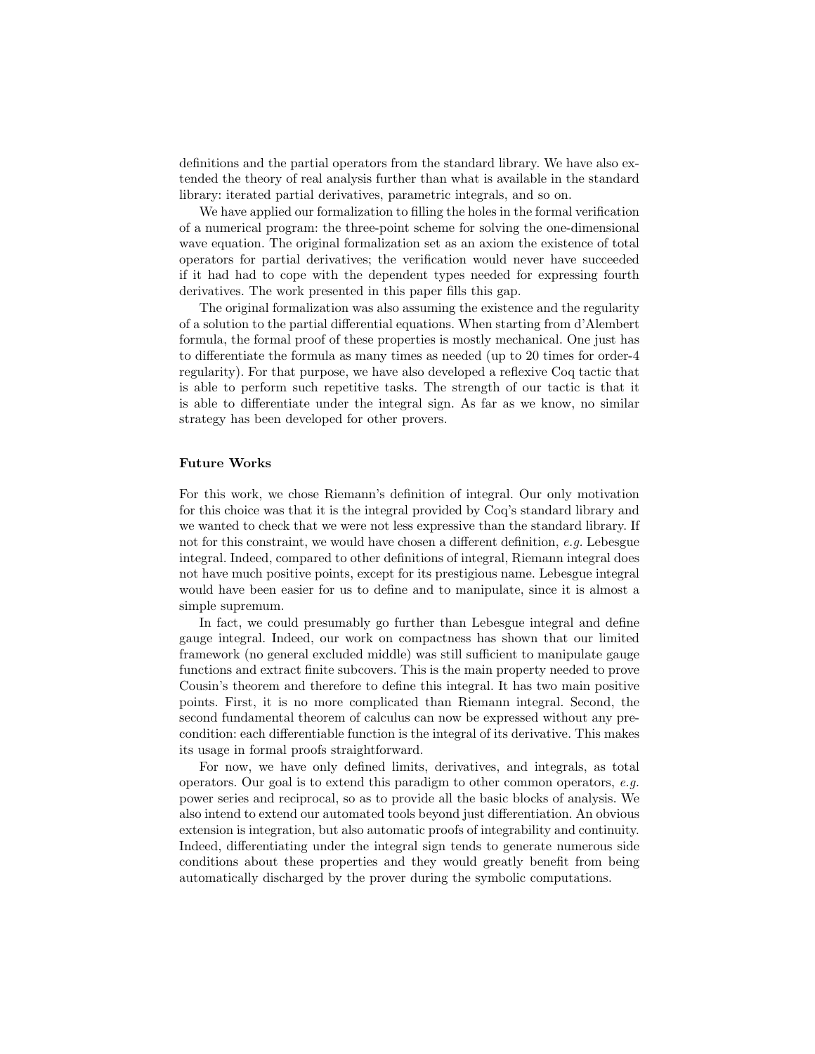definitions and the partial operators from the standard library. We have also extended the theory of real analysis further than what is available in the standard library: iterated partial derivatives, parametric integrals, and so on.

We have applied our formalization to filling the holes in the formal verification of a numerical program: the three-point scheme for solving the one-dimensional wave equation. The original formalization set as an axiom the existence of total operators for partial derivatives; the verification would never have succeeded if it had had to cope with the dependent types needed for expressing fourth derivatives. The work presented in this paper fills this gap.

The original formalization was also assuming the existence and the regularity of a solution to the partial differential equations. When starting from d'Alembert formula, the formal proof of these properties is mostly mechanical. One just has to differentiate the formula as many times as needed (up to 20 times for order-4 regularity). For that purpose, we have also developed a reflexive Coq tactic that is able to perform such repetitive tasks. The strength of our tactic is that it is able to differentiate under the integral sign. As far as we know, no similar strategy has been developed for other provers.

### Future Works

For this work, we chose Riemann's definition of integral. Our only motivation for this choice was that it is the integral provided by Coq's standard library and we wanted to check that we were not less expressive than the standard library. If not for this constraint, we would have chosen a different definition, *e.g.* Lebesgue integral. Indeed, compared to other definitions of integral, Riemann integral does not have much positive points, except for its prestigious name. Lebesgue integral would have been easier for us to define and to manipulate, since it is almost a simple supremum.

In fact, we could presumably go further than Lebesgue integral and define gauge integral. Indeed, our work on compactness has shown that our limited framework (no general excluded middle) was still sufficient to manipulate gauge functions and extract finite subcovers. This is the main property needed to prove Cousin's theorem and therefore to define this integral. It has two main positive points. First, it is no more complicated than Riemann integral. Second, the second fundamental theorem of calculus can now be expressed without any precondition: each differentiable function is the integral of its derivative. This makes its usage in formal proofs straightforward.

For now, we have only defined limits, derivatives, and integrals, as total operators. Our goal is to extend this paradigm to other common operators, *e.g.* power series and reciprocal, so as to provide all the basic blocks of analysis. We also intend to extend our automated tools beyond just differentiation. An obvious extension is integration, but also automatic proofs of integrability and continuity. Indeed, differentiating under the integral sign tends to generate numerous side conditions about these properties and they would greatly benefit from being automatically discharged by the prover during the symbolic computations.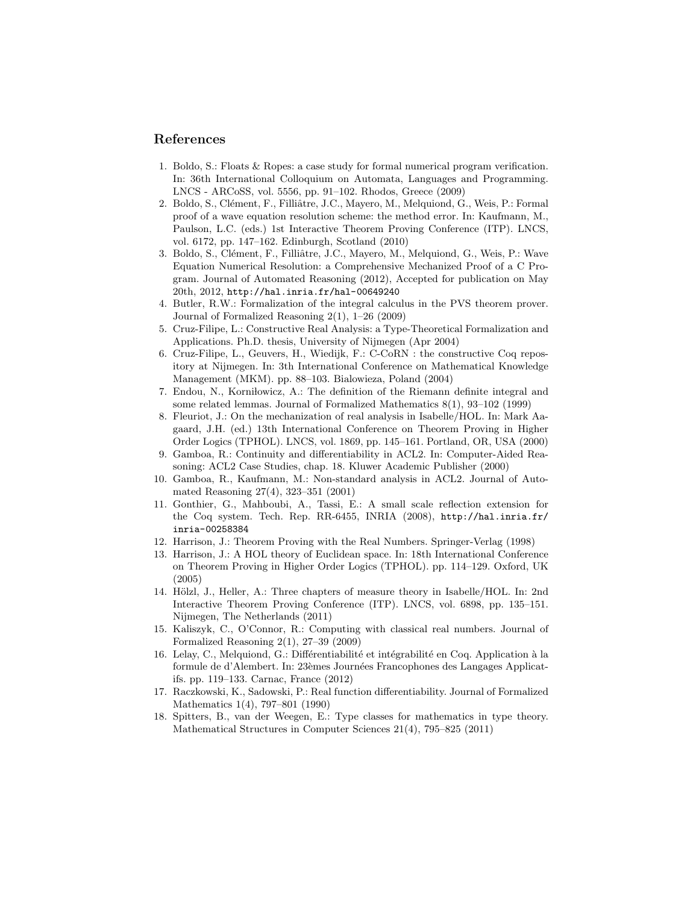## References

1. Boldo, S.: Floats & Ropes: a case study for formal numerical program verification. In: 36th International Colloquium on Automata, Languages and Programming. LNCS - ARCoSS, vol. 5556, pp. 91–102. Rhodos, Greece (2009)
2. Boldo, S., Clément, F., Filliâtre, J.C., Mayero, M., Melquiond, G., Weis, P.: Formal proof of a wave equation resolution scheme: the method error. In: Kaufmann, M., Paulson, L.C. (eds.) 1st Interactive Theorem Proving Conference (ITP). LNCS, vol. 6172, pp. 147–162. Edinburgh, Scotland (2010)
3. Boldo, S., Clément, F., Filliâtre, J.C., Mayero, M., Melquiond, G., Weis, P.: Wave Equation Numerical Resolution: a Comprehensive Mechanized Proof of a C Program. Journal of Automated Reasoning (2012), Accepted for publication on May 20th, 2012, `http://hal.inria.fr/hal-00649240`
4. Butler, R.W.: Formalization of the integral calculus in the PVS theorem prover. Journal of Formalized Reasoning 2(1), 1–26 (2009)
5. Cruz-Filipe, L.: Constructive Real Analysis: a Type-Theoretical Formalization and Applications. Ph.D. thesis, University of Nijmegen (Apr 2004)
6. Cruz-Filipe, L., Geuvers, H., Wiedijk, F.: C-CoRN : the constructive Coq repository at Nijmegen. In: 3th International Conference on Mathematical Knowledge Management (MKM). pp. 88–103. Bialowieza, Poland (2004)
7. Endou, N., Korniłowicz, A.: The definition of the Riemann definite integral and some related lemmas. Journal of Formalized Mathematics 8(1), 93–102 (1999)
8. Fleuriot, J.: On the mechanization of real analysis in Isabelle/HOL. In: Mark Aagaard, J.H. (ed.) 13th International Conference on Theorem Proving in Higher Order Logics (TPHOL). LNCS, vol. 1869, pp. 145–161. Portland, OR, USA (2000)
9. Gamboa, R.: Continuity and differentiability in ACL2. In: Computer-Aided Reasoning: ACL2 Case Studies, chap. 18. Kluwer Academic Publisher (2000)
10. Gamboa, R., Kaufmann, M.: Non-standard analysis in ACL2. Journal of Automated Reasoning 27(4), 323–351 (2001)
11. Gonthier, G., Mahboubi, A., Tassi, E.: A small scale reflection extension for the Coq system. Tech. Rep. RR-6455, INRIA (2008), `http://hal.inria.fr/inria-00258384`
12. Harrison, J.: Theorem Proving with the Real Numbers. Springer-Verlag (1998)
13. Harrison, J.: A HOL theory of Euclidean space. In: 18th International Conference on Theorem Proving in Higher Order Logics (TPHOL). pp. 114–129. Oxford, UK (2005)
14. Hölzl, J., Heller, A.: Three chapters of measure theory in Isabelle/HOL. In: 2nd Interactive Theorem Proving Conference (ITP). LNCS, vol. 6898, pp. 135–151. Nijmegen, The Netherlands (2011)
15. Kaliszyk, C., O'Connor, R.: Computing with classical real numbers. Journal of Formalized Reasoning 2(1), 27–39 (2009)
16. Lelay, C., Melquiond, G.: Différentiabilité et intégrabilité en Coq. Application à la formule de d'Alembert. In: 23èmes Journées Francophones des Langages Applicatifs. pp. 119–133. Carnac, France (2012)
17. Raczkowski, K., Sadowski, P.: Real function differentiability. Journal of Formalized Mathematics 1(4), 797–801 (1990)
18. Spitters, B., van der Weegen, E.: Type classes for mathematics in type theory. Mathematical Structures in Computer Sciences 21(4), 795–825 (2011)